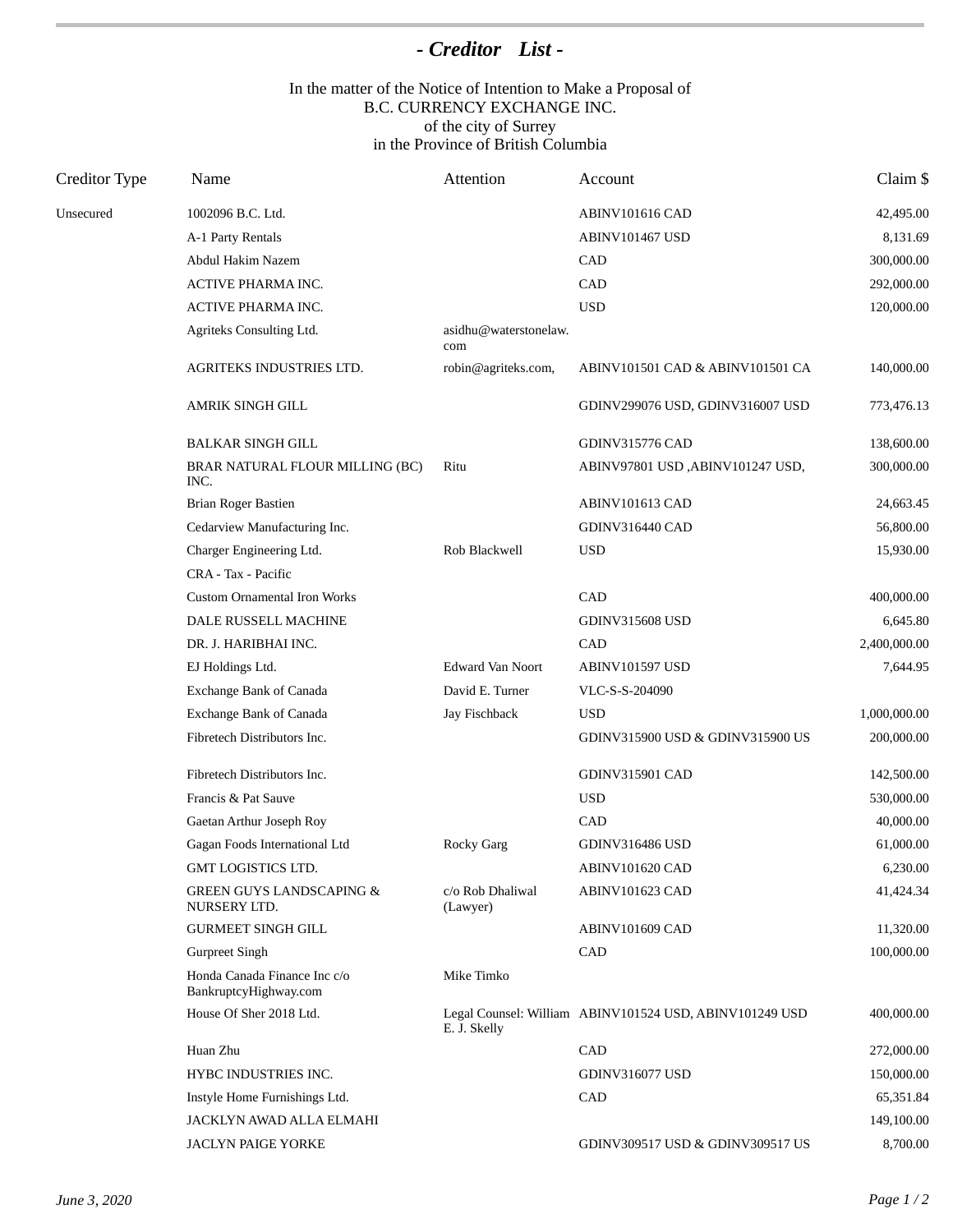# - *Creditor List* -

In the matter of the Notice of Intention to Make a Proposal of
B.C. CURRENCY EXCHANGE INC.
of the city of Surrey
in the Province of British Columbia

| Creditor Type | Name | Attention | Account | Claim $ |
|---|---|---|---|---|
| Unsecured | 1002096 B.C. Ltd. | | ABINV101616 CAD | 42,495.00 |
| | A-1 Party Rentals | | ABINV101467 USD | 8,131.69 |
| | Abdul Hakim Nazem | | CAD | 300,000.00 |
| | ACTIVE PHARMA INC. | | CAD | 292,000.00 |
| | ACTIVE PHARMA INC. | | USD | 120,000.00 |
| | Agriteks Consulting Ltd. | asidhu@waterstonelaw.com | | |
| | AGRITEKS INDUSTRIES LTD. | robin@agriteks.com, | ABINV101501 CAD & ABINV101501 CA | 140,000.00 |
| | AMRIK SINGH GILL | | GDINV299076 USD, GDINV316007 USD | 773,476.13 |
| | BALKAR SINGH GILL | | GDINV315776 CAD | 138,600.00 |
| | BRAR NATURAL FLOUR MILLING (BC) INC. | Ritu | ABINV97801 USD ,ABINV101247 USD, | 300,000.00 |
| | Brian Roger Bastien | | ABINV101613 CAD | 24,663.45 |
| | Cedarview Manufacturing Inc. | | GDINV316440 CAD | 56,800.00 |
| | Charger Engineering Ltd. | Rob Blackwell | USD | 15,930.00 |
| | CRA - Tax - Pacific | | | |
| | Custom Ornamental Iron Works | | CAD | 400,000.00 |
| | DALE RUSSELL MACHINE | | GDINV315608 USD | 6,645.80 |
| | DR. J. HARIBHAI INC. | | CAD | 2,400,000.00 |
| | EJ Holdings Ltd. | Edward Van Noort | ABINV101597 USD | 7,644.95 |
| | Exchange Bank of Canada | David E. Turner | VLC-S-S-204090 | |
| | Exchange Bank of Canada | Jay Fischback | USD | 1,000,000.00 |
| | Fibretech Distributors Inc. | | GDINV315900 USD & GDINV315900 US | 200,000.00 |
| | Fibretech Distributors Inc. | | GDINV315901 CAD | 142,500.00 |
| | Francis & Pat Sauve | | USD | 530,000.00 |
| | Gaetan Arthur Joseph Roy | | CAD | 40,000.00 |
| | Gagan Foods International Ltd | Rocky Garg | GDINV316486 USD | 61,000.00 |
| | GMT LOGISTICS LTD. | | ABINV101620 CAD | 6,230.00 |
| | GREEN GUYS LANDSCAPING & NURSERY LTD. | c/o Rob Dhaliwal (Lawyer) | ABINV101623 CAD | 41,424.34 |
| | GURMEET SINGH GILL | | ABINV101609 CAD | 11,320.00 |
| | Gurpreet Singh | | CAD | 100,000.00 |
| | Honda Canada Finance Inc c/o BankruptcyHighway.com | Mike Timko | | |
| | House Of Sher 2018 Ltd. | Legal Counsel: William E. J. Skelly | ABINV101524 USD, ABINV101249 USD | 400,000.00 |
| | Huan Zhu | | CAD | 272,000.00 |
| | HYBC INDUSTRIES INC. | | GDINV316077 USD | 150,000.00 |
| | Instyle Home Furnishings Ltd. | | CAD | 65,351.84 |
| | JACKLYN AWAD ALLA ELMAHI | | | 149,100.00 |
| | JACLYN PAIGE YORKE | | GDINV309517 USD & GDINV309517 US | 8,700.00 |

June 3, 2020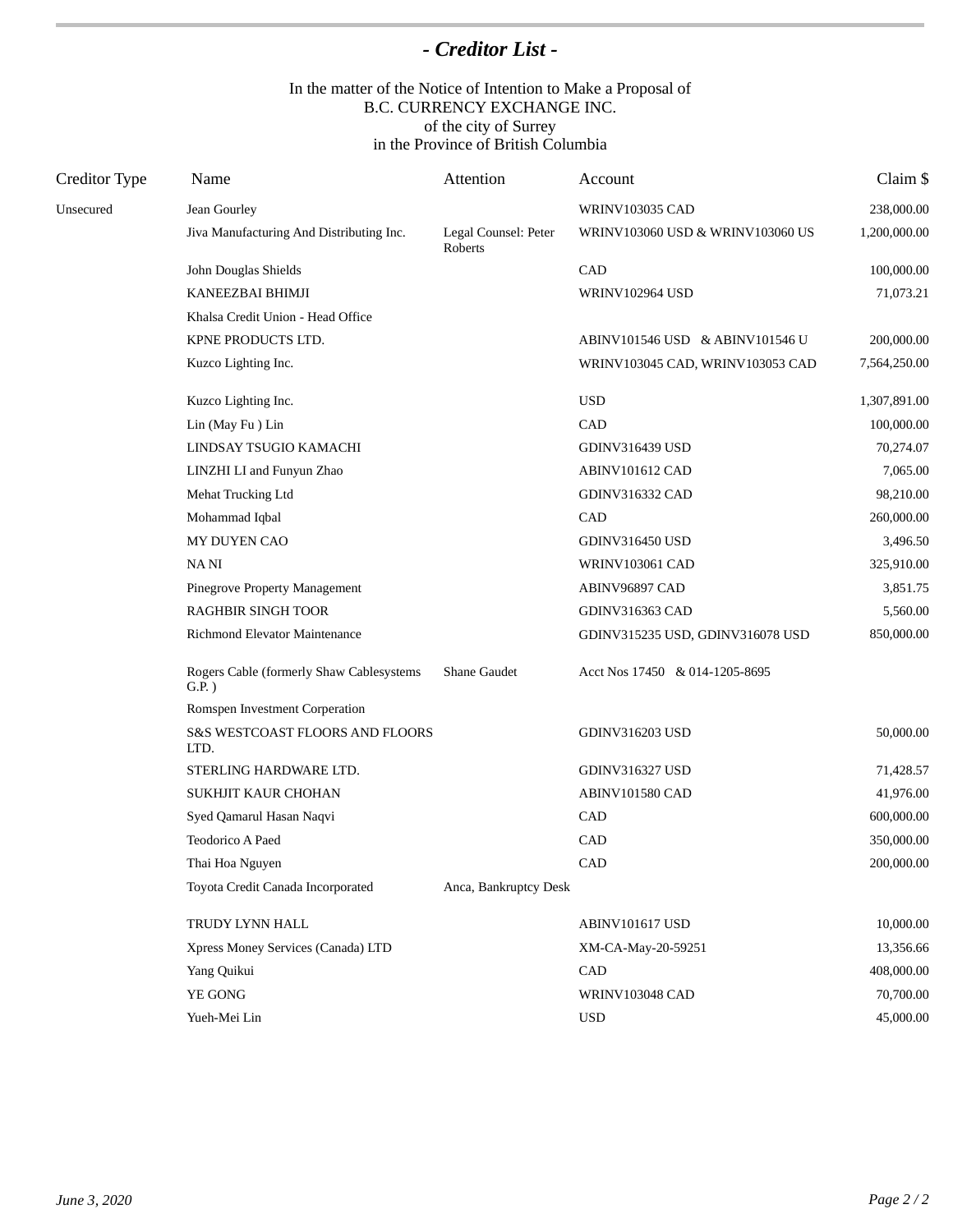# - *Creditor List* -

In the matter of the Notice of Intention to Make a Proposal of
B.C. CURRENCY EXCHANGE INC.
of the city of Surrey
in the Province of British Columbia

| Creditor Type | Name | Attention | Account | Claim $ |
|---|---|---|---|---|
| Unsecured | Jean Gourley | | WRINV103035 CAD | 238,000.00 |
| | Jiva Manufacturing And Distributing Inc. | Legal Counsel: Peter Roberts | WRINV103060 USD & WRINV103060 US | 1,200,000.00 |
| | John Douglas Shields | | CAD | 100,000.00 |
| | KANEEZBAI BHIMJI | | WRINV102964 USD | 71,073.21 |
| | Khalsa Credit Union - Head Office | | | |
| | KPNE PRODUCTS LTD. | | ABINV101546 USD & ABINV101546 U | 200,000.00 |
| | Kuzco Lighting Inc. | | WRINV103045 CAD, WRINV103053 CAD | 7,564,250.00 |
| | Kuzco Lighting Inc. | | USD | 1,307,891.00 |
| | Lin (May Fu ) Lin | | CAD | 100,000.00 |
| | LINDSAY TSUGIO KAMACHI | | GDINV316439 USD | 70,274.07 |
| | LINZHI LI and Funyun Zhao | | ABINV101612 CAD | 7,065.00 |
| | Mehat Trucking Ltd | | GDINV316332 CAD | 98,210.00 |
| | Mohammad Iqbal | | CAD | 260,000.00 |
| | MY DUYEN CAO | | GDINV316450 USD | 3,496.50 |
| | NA NI | | WRINV103061 CAD | 325,910.00 |
| | Pinegrove Property Management | | ABINV96897 CAD | 3,851.75 |
| | RAGHBIR SINGH TOOR | | GDINV316363 CAD | 5,560.00 |
| | Richmond Elevator Maintenance | | GDINV315235 USD, GDINV316078 USD | 850,000.00 |
| | Rogers Cable (formerly Shaw Cablesystems G.P. ) | Shane Gaudet | Acct Nos 17450 & 014-1205-8695 | |
| | Romspen Investment Corperation | | | |
| | S&S WESTCOAST FLOORS AND FLOORS LTD. | | GDINV316203 USD | 50,000.00 |
| | STERLING HARDWARE LTD. | | GDINV316327 USD | 71,428.57 |
| | SUKHJIT KAUR CHOHAN | | ABINV101580 CAD | 41,976.00 |
| | Syed Qamarul Hasan Naqvi | | CAD | 600,000.00 |
| | Teodorico A Paed | | CAD | 350,000.00 |
| | Thai Hoa Nguyen | | CAD | 200,000.00 |
| | Toyota Credit Canada Incorporated | Anca, Bankruptcy Desk | | |
| | TRUDY LYNN HALL | | ABINV101617 USD | 10,000.00 |
| | Xpress Money Services (Canada) LTD | | XM-CA-May-20-59251 | 13,356.66 |
| | Yang Quikui | | CAD | 408,000.00 |
| | YE GONG | | WRINV103048 CAD | 70,700.00 |
| | Yueh-Mei Lin | | USD | 45,000.00 |

*June 3, 2020*